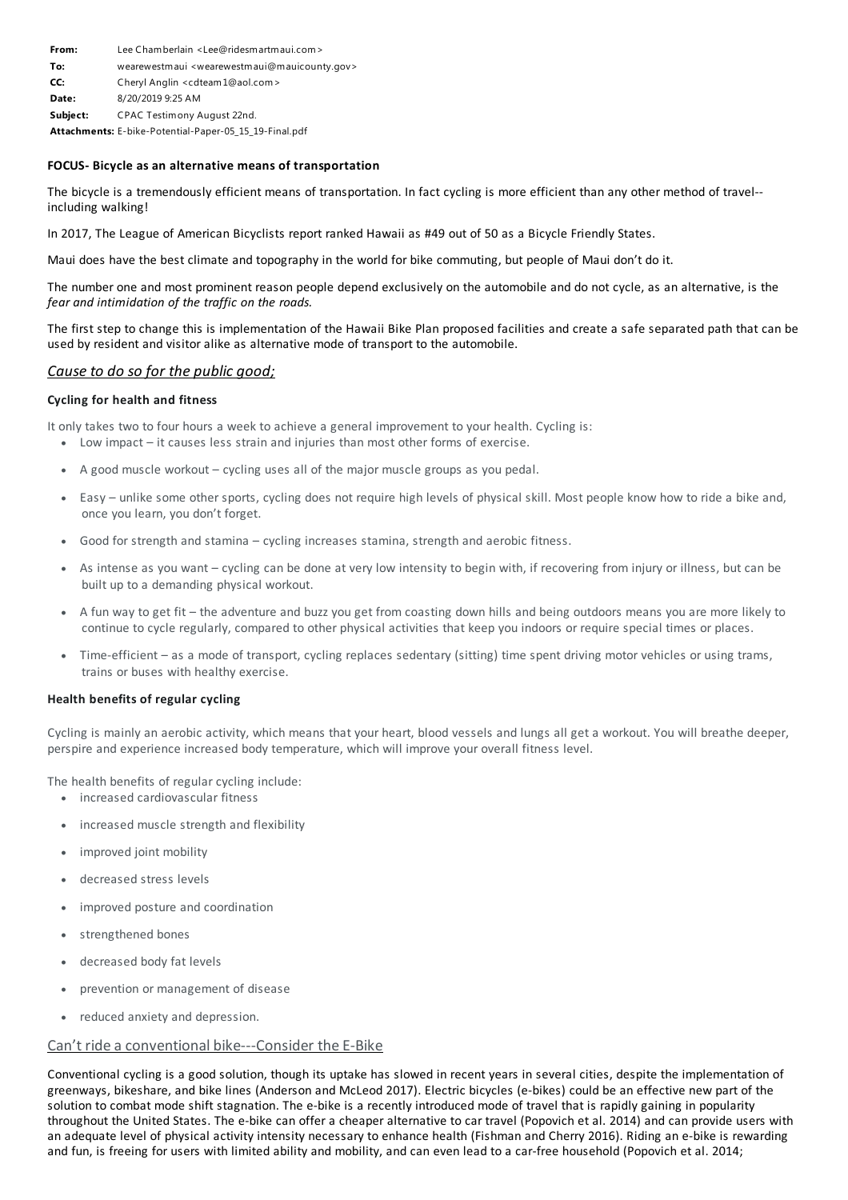**From:** Lee Chamberlain <Lee@ridesmartmaui.com>
**To:** wearewestmaui <wearewestmaui@mauicounty.gov>
**CC:** Cheryl Anglin <cdteam1@aol.com>
**Date:** 8/20/2019 9:25 AM
**Subject:** CPAC Testimony August 22nd.
**Attachments:** E-bike-Potential-Paper-05_15_19-Final.pdf

**FOCUS- Bicycle as an alternative means of transportation**

The bicycle is a tremendously efficient means of transportation. In fact cycling is more efficient than any other method of travel--including walking!

In 2017, The League of American Bicyclists report ranked Hawaii as #49 out of 50 as a Bicycle Friendly States.

Maui does have the best climate and topography in the world for bike commuting, but people of Maui don't do it.

The number one and most prominent reason people depend exclusively on the automobile and do not cycle, as an alternative, is the *fear and intimidation of the traffic on the roads.*

The first step to change this is implementation of the Hawaii Bike Plan proposed facilities and create a safe separated path that can be used by resident and visitor alike as alternative mode of transport to the automobile.

## *Cause to do so for the public good;*

**Cycling for health and fitness**

It only takes two to four hours a week to achieve a general improvement to your health. Cycling is:

- Low impact – it causes less strain and injuries than most other forms of exercise.
- A good muscle workout – cycling uses all of the major muscle groups as you pedal.
- Easy – unlike some other sports, cycling does not require high levels of physical skill. Most people know how to ride a bike and, once you learn, you don't forget.
- Good for strength and stamina – cycling increases stamina, strength and aerobic fitness.
- As intense as you want – cycling can be done at very low intensity to begin with, if recovering from injury or illness, but can be built up to a demanding physical workout.
- A fun way to get fit – the adventure and buzz you get from coasting down hills and being outdoors means you are more likely to continue to cycle regularly, compared to other physical activities that keep you indoors or require special times or places.
- Time-efficient – as a mode of transport, cycling replaces sedentary (sitting) time spent driving motor vehicles or using trams, trains or buses with healthy exercise.

**Health benefits of regular cycling**

Cycling is mainly an aerobic activity, which means that your heart, blood vessels and lungs all get a workout. You will breathe deeper, perspire and experience increased body temperature, which will improve your overall fitness level.

The health benefits of regular cycling include:

- increased cardiovascular fitness
- increased muscle strength and flexibility
- improved joint mobility
- decreased stress levels
- improved posture and coordination
- strengthened bones
- decreased body fat levels
- prevention or management of disease
- reduced anxiety and depression.

## Can't ride a conventional bike---Consider the E-Bike

Conventional cycling is a good solution, though its uptake has slowed in recent years in several cities, despite the implementation of greenways, bikeshare, and bike lines (Anderson and McLeod 2017). Electric bicycles (e-bikes) could be an effective new part of the solution to combat mode shift stagnation. The e-bike is a recently introduced mode of travel that is rapidly gaining in popularity throughout the United States. The e-bike can offer a cheaper alternative to car travel (Popovich et al. 2014) and can provide users with an adequate level of physical activity intensity necessary to enhance health (Fishman and Cherry 2016). Riding an e-bike is rewarding and fun, is freeing for users with limited ability and mobility, and can even lead to a car-free household (Popovich et al. 2014;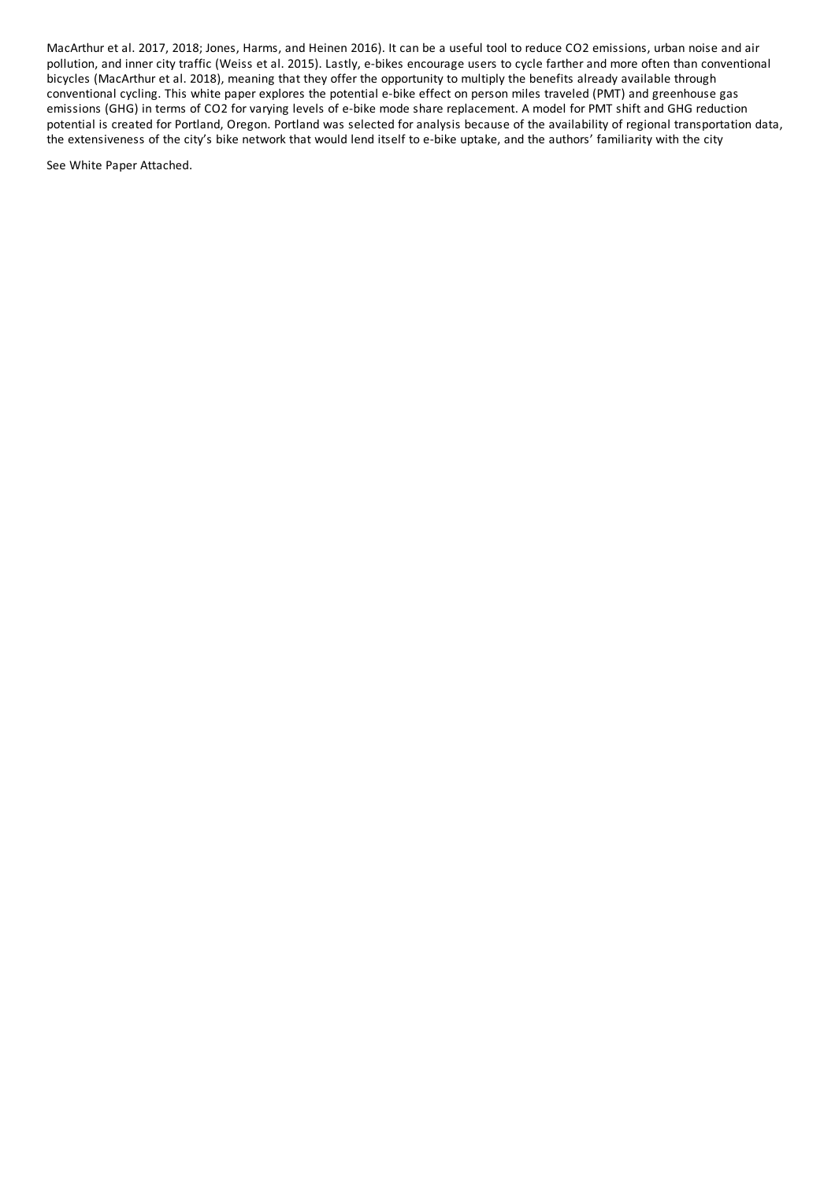MacArthur et al. 2017, 2018; Jones, Harms, and Heinen 2016). It can be a useful tool to reduce $CO_2$ emissions, urban noise and air pollution, and inner city traffic (Weiss et al. 2015). Lastly, e-bikes encourage users to cycle farther and more often than conventional bicycles (MacArthur et al. 2018), meaning that they offer the opportunity to multiply the benefits already available through conventional cycling. This white paper explores the potential e-bike effect on person miles traveled (PMT) and greenhouse gas emissions (GHG) in terms of $CO_2$ for varying levels of e-bike mode share replacement. A model for PMT shift and GHG reduction potential is created for Portland, Oregon. Portland was selected for analysis because of the availability of regional transportation data, the extensiveness of the city's bike network that would lend itself to e-bike uptake, and the authors' familiarity with the city

See White Paper Attached.